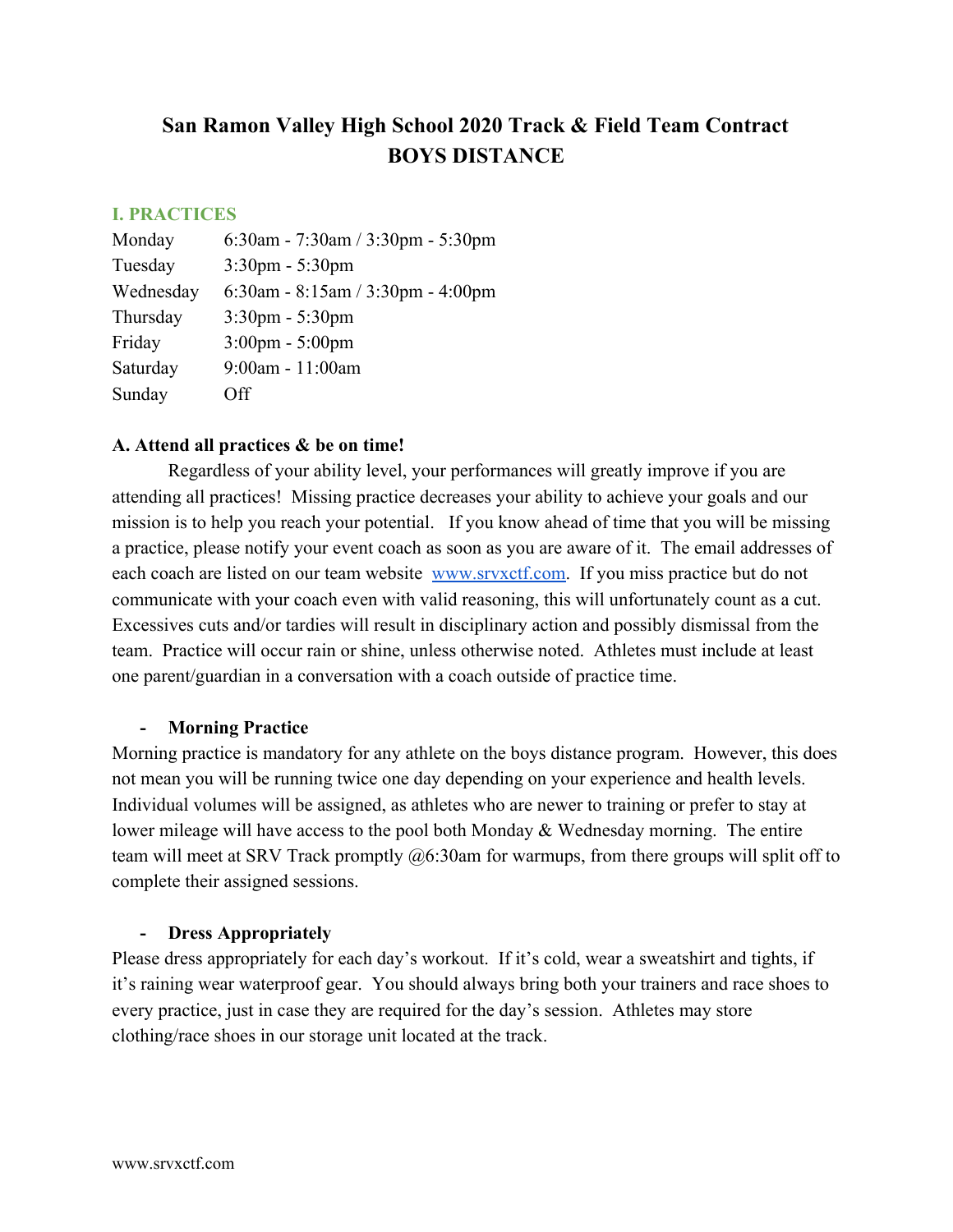# San Ramon Valley High School 2020 Track & Field Team Contract
# BOYS DISTANCE

## I. PRACTICES

| | |
|---|---|
| Monday | 6:30am - 7:30am / 3:30pm - 5:30pm |
| Tuesday | 3:30pm - 5:30pm |
| Wednesday | 6:30am - 8:15am / 3:30pm - 4:00pm |
| Thursday | 3:30pm - 5:30pm |
| Friday | 3:00pm - 5:00pm |
| Saturday | 9:00am - 11:00am |
| Sunday | Off |

**A. Attend all practices & be on time!**

Regardless of your ability level, your performances will greatly improve if you are attending all practices! Missing practice decreases your ability to achieve your goals and our mission is to help you reach your potential. If you know ahead of time that you will be missing a practice, please notify your event coach as soon as you are aware of it. The email addresses of each coach are listed on our team website www.srvxctf.com. If you miss practice but do not communicate with your coach even with valid reasoning, this will unfortunately count as a cut. Excessives cuts and/or tardies will result in disciplinary action and possibly dismissal from the team. Practice will occur rain or shine, unless otherwise noted. Athletes must include at least one parent/guardian in a conversation with a coach outside of practice time.

- **Morning Practice**

Morning practice is mandatory for any athlete on the boys distance program. However, this does not mean you will be running twice one day depending on your experience and health levels. Individual volumes will be assigned, as athletes who are newer to training or prefer to stay at lower mileage will have access to the pool both Monday & Wednesday morning. The entire team will meet at SRV Track promptly @6:30am for warmups, from there groups will split off to complete their assigned sessions.

- **Dress Appropriately**

Please dress appropriately for each day's workout. If it's cold, wear a sweatshirt and tights, if it's raining wear waterproof gear. You should always bring both your trainers and race shoes to every practice, just in case they are required for the day's session. Athletes may store clothing/race shoes in our storage unit located at the track.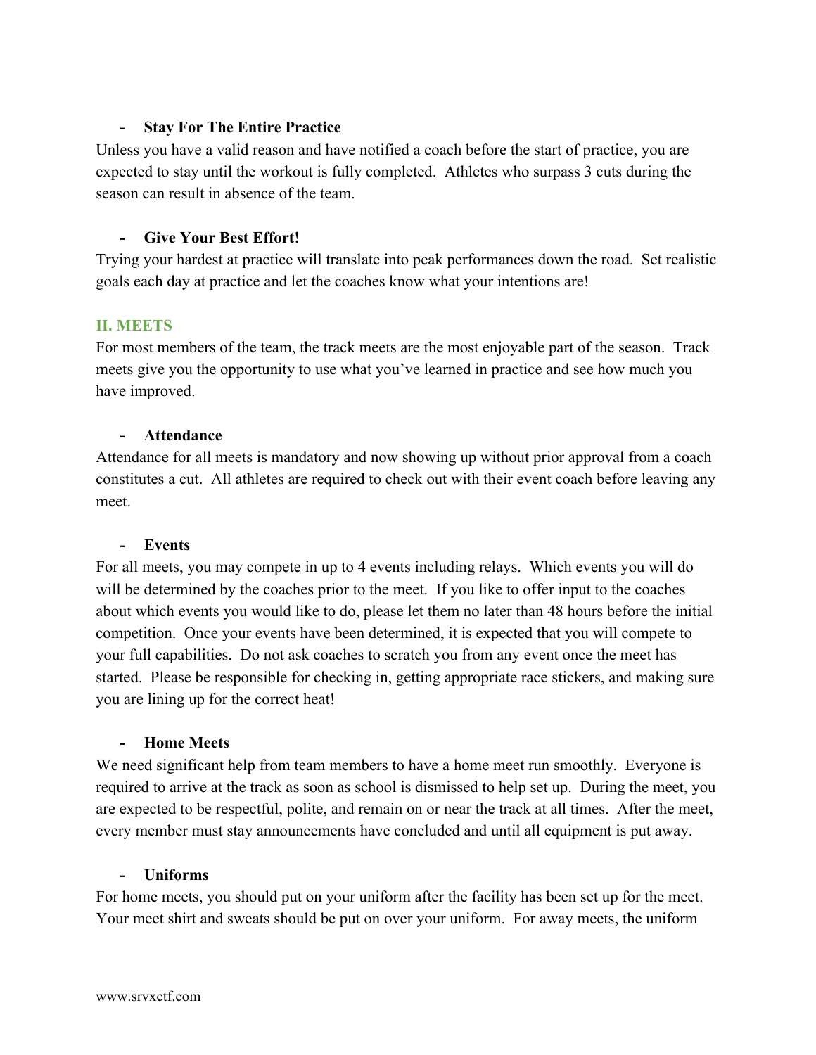- **Stay For The Entire Practice**

Unless you have a valid reason and have notified a coach before the start of practice, you are expected to stay until the workout is fully completed. Athletes who surpass 3 cuts during the season can result in absence of the team.

- **Give Your Best Effort!**

Trying your hardest at practice will translate into peak performances down the road. Set realistic goals each day at practice and let the coaches know what your intentions are!

## II. MEETS

For most members of the team, the track meets are the most enjoyable part of the season. Track meets give you the opportunity to use what you've learned in practice and see how much you have improved.

- **Attendance**

Attendance for all meets is mandatory and now showing up without prior approval from a coach constitutes a cut. All athletes are required to check out with their event coach before leaving any meet.

- **Events**

For all meets, you may compete in up to 4 events including relays. Which events you will do will be determined by the coaches prior to the meet. If you like to offer input to the coaches about which events you would like to do, please let them no later than 48 hours before the initial competition. Once your events have been determined, it is expected that you will compete to your full capabilities. Do not ask coaches to scratch you from any event once the meet has started. Please be responsible for checking in, getting appropriate race stickers, and making sure you are lining up for the correct heat!

- **Home Meets**

We need significant help from team members to have a home meet run smoothly. Everyone is required to arrive at the track as soon as school is dismissed to help set up. During the meet, you are expected to be respectful, polite, and remain on or near the track at all times. After the meet, every member must stay announcements have concluded and until all equipment is put away.

- **Uniforms**

For home meets, you should put on your uniform after the facility has been set up for the meet. Your meet shirt and sweats should be put on over your uniform. For away meets, the uniform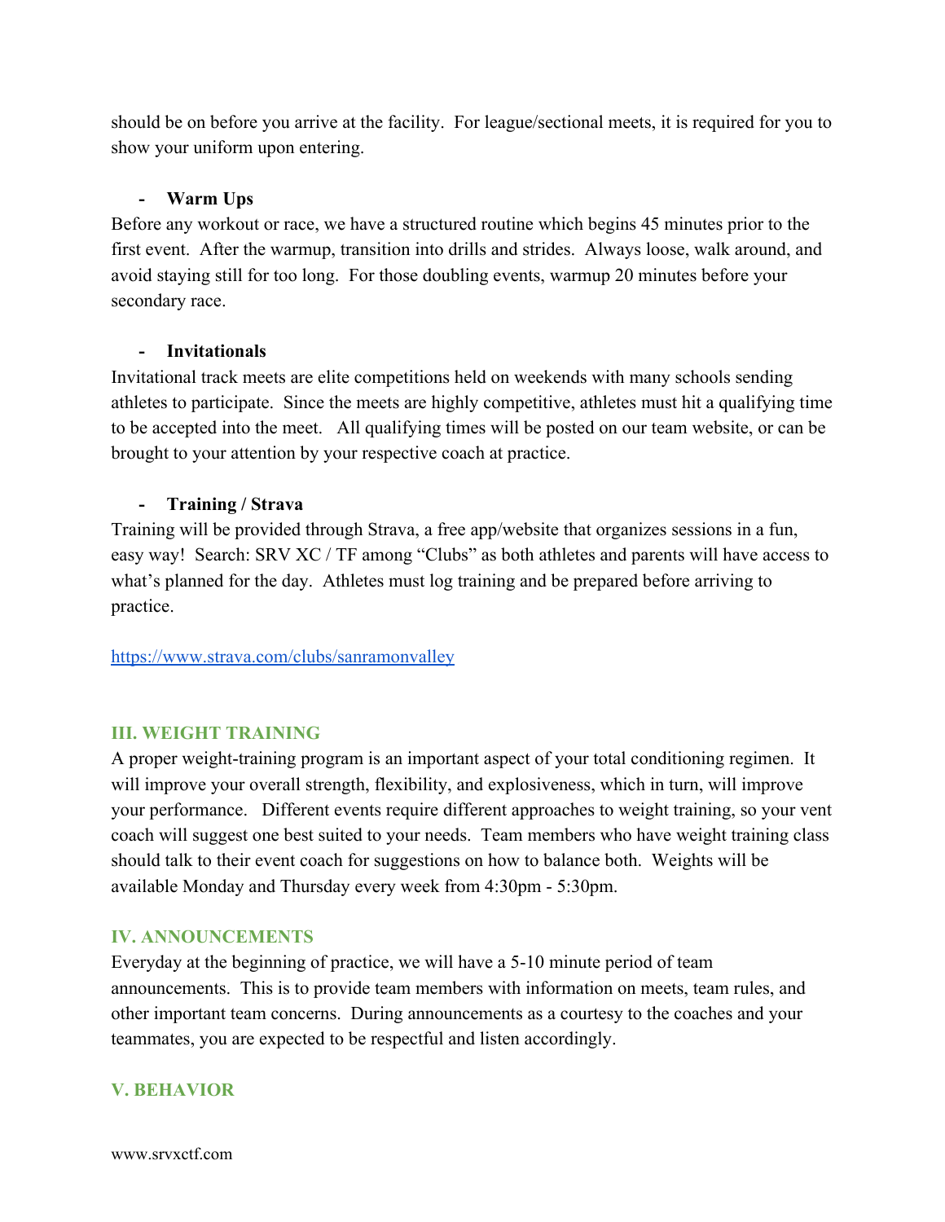should be on before you arrive at the facility.  For league/sectional meets, it is required for you to show your uniform upon entering.

- **Warm Ups**

Before any workout or race, we have a structured routine which begins 45 minutes prior to the first event.  After the warmup, transition into drills and strides.  Always loose, walk around, and avoid staying still for too long.  For those doubling events, warmup 20 minutes before your secondary race.

- **Invitationals**

Invitational track meets are elite competitions held on weekends with many schools sending athletes to participate.  Since the meets are highly competitive, athletes must hit a qualifying time to be accepted into the meet.   All qualifying times will be posted on our team website, or can be brought to your attention by your respective coach at practice.

- **Training / Strava**

Training will be provided through Strava, a free app/website that organizes sessions in a fun, easy way!  Search: SRV XC / TF among "Clubs" as both athletes and parents will have access to what's planned for the day.  Athletes must log training and be prepared before arriving to practice.

https://www.strava.com/clubs/sanramonvalley

## III. WEIGHT TRAINING

A proper weight-training program is an important aspect of your total conditioning regimen.  It will improve your overall strength, flexibility, and explosiveness, which in turn, will improve your performance.   Different events require different approaches to weight training, so your vent coach will suggest one best suited to your needs.  Team members who have weight training class should talk to their event coach for suggestions on how to balance both.  Weights will be available Monday and Thursday every week from 4:30pm - 5:30pm.

## IV. ANNOUNCEMENTS

Everyday at the beginning of practice, we will have a 5-10 minute period of team announcements.  This is to provide team members with information on meets, team rules, and other important team concerns.  During announcements as a courtesy to the coaches and your teammates, you are expected to be respectful and listen accordingly.

## V. BEHAVIOR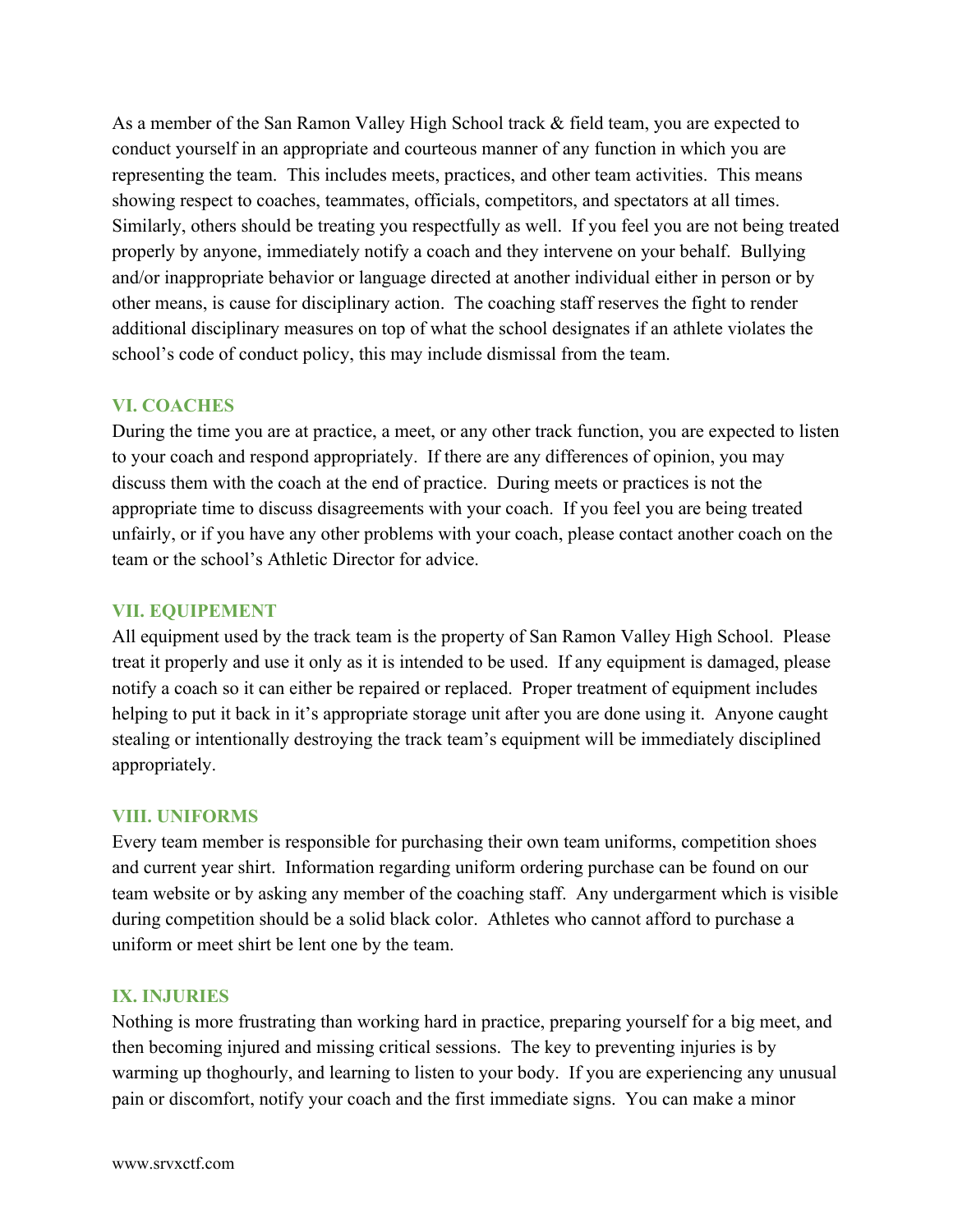As a member of the San Ramon Valley High School track & field team, you are expected to conduct yourself in an appropriate and courteous manner of any function in which you are representing the team. This includes meets, practices, and other team activities. This means showing respect to coaches, teammates, officials, competitors, and spectators at all times. Similarly, others should be treating you respectfully as well. If you feel you are not being treated properly by anyone, immediately notify a coach and they intervene on your behalf. Bullying and/or inappropriate behavior or language directed at another individual either in person or by other means, is cause for disciplinary action. The coaching staff reserves the fight to render additional disciplinary measures on top of what the school designates if an athlete violates the school's code of conduct policy, this may include dismissal from the team.

## VI. COACHES

During the time you are at practice, a meet, or any other track function, you are expected to listen to your coach and respond appropriately. If there are any differences of opinion, you may discuss them with the coach at the end of practice. During meets or practices is not the appropriate time to discuss disagreements with your coach. If you feel you are being treated unfairly, or if you have any other problems with your coach, please contact another coach on the team or the school's Athletic Director for advice.

## VII. EQUIPEMENT

All equipment used by the track team is the property of San Ramon Valley High School. Please treat it properly and use it only as it is intended to be used. If any equipment is damaged, please notify a coach so it can either be repaired or replaced. Proper treatment of equipment includes helping to put it back in it's appropriate storage unit after you are done using it. Anyone caught stealing or intentionally destroying the track team's equipment will be immediately disciplined appropriately.

## VIII. UNIFORMS

Every team member is responsible for purchasing their own team uniforms, competition shoes and current year shirt. Information regarding uniform ordering purchase can be found on our team website or by asking any member of the coaching staff. Any undergarment which is visible during competition should be a solid black color. Athletes who cannot afford to purchase a uniform or meet shirt be lent one by the team.

## IX. INJURIES

Nothing is more frustrating than working hard in practice, preparing yourself for a big meet, and then becoming injured and missing critical sessions. The key to preventing injuries is by warming up thoghourly, and learning to listen to your body. If you are experiencing any unusual pain or discomfort, notify your coach and the first immediate signs. You can make a minor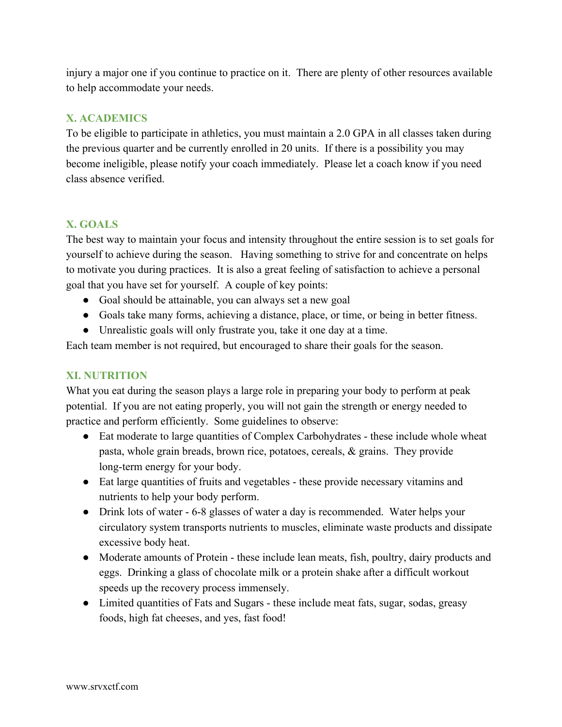injury a major one if you continue to practice on it.  There are plenty of other resources available to help accommodate your needs.

## X. ACADEMICS

To be eligible to participate in athletics, you must maintain a 2.0 GPA in all classes taken during the previous quarter and be currently enrolled in 20 units.  If there is a possibility you may become ineligible, please notify your coach immediately.  Please let a coach know if you need class absence verified.

## X. GOALS

The best way to maintain your focus and intensity throughout the entire session is to set goals for yourself to achieve during the season.   Having something to strive for and concentrate on helps to motivate you during practices.  It is also a great feeling of satisfaction to achieve a personal goal that you have set for yourself.  A couple of key points:

- Goal should be attainable, you can always set a new goal
- Goals take many forms, achieving a distance, place, or time, or being in better fitness.
- Unrealistic goals will only frustrate you, take it one day at a time.

Each team member is not required, but encouraged to share their goals for the season.

## XI. NUTRITION

What you eat during the season plays a large role in preparing your body to perform at peak potential.  If you are not eating properly, you will not gain the strength or energy needed to practice and perform efficiently.  Some guidelines to observe:

- Eat moderate to large quantities of Complex Carbohydrates - these include whole wheat pasta, whole grain breads, brown rice, potatoes, cereals, & grains.  They provide long-term energy for your body.
- Eat large quantities of fruits and vegetables - these provide necessary vitamins and nutrients to help your body perform.
- Drink lots of water - 6-8 glasses of water a day is recommended.  Water helps your circulatory system transports nutrients to muscles, eliminate waste products and dissipate excessive body heat.
- Moderate amounts of Protein - these include lean meats, fish, poultry, dairy products and eggs.  Drinking a glass of chocolate milk or a protein shake after a difficult workout speeds up the recovery process immensely.
- Limited quantities of Fats and Sugars - these include meat fats, sugar, sodas, greasy foods, high fat cheeses, and yes, fast food!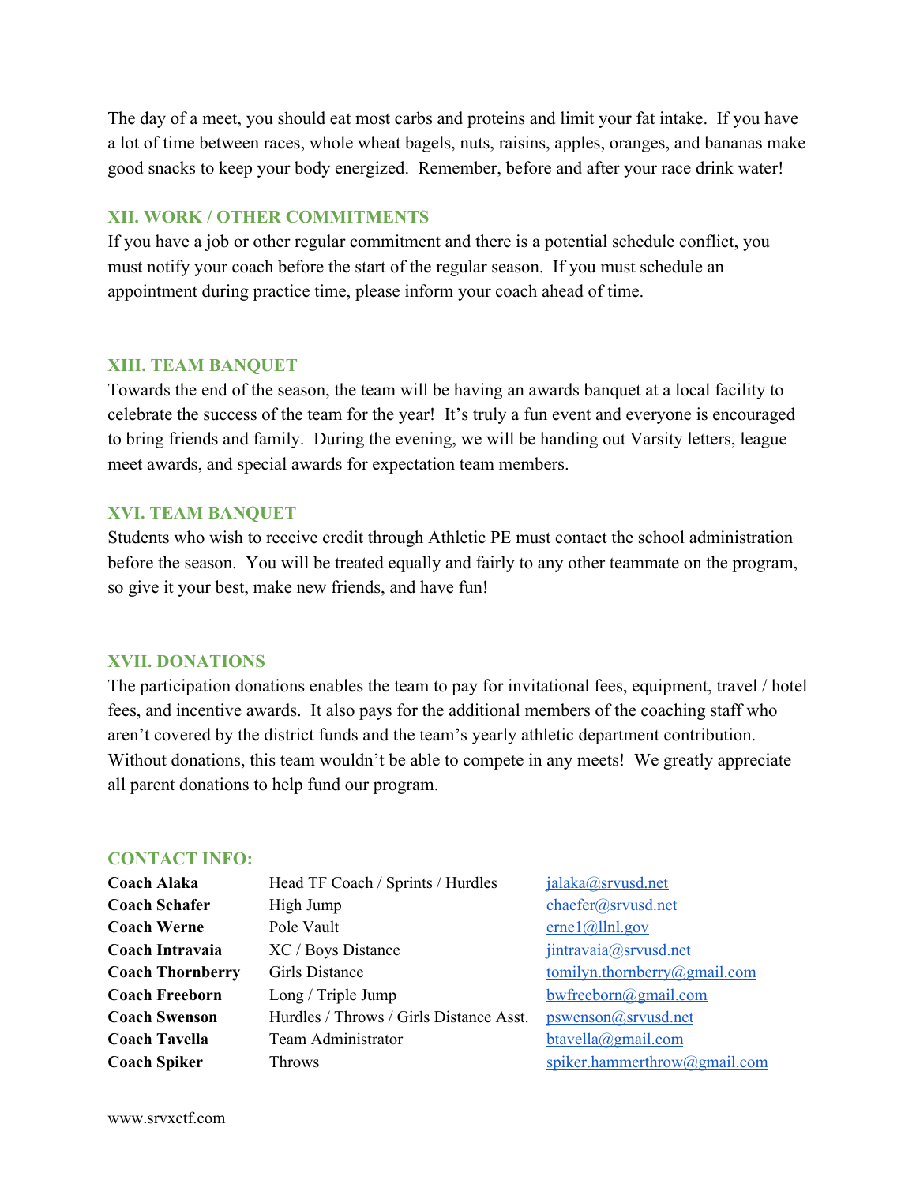The day of a meet, you should eat most carbs and proteins and limit your fat intake. If you have a lot of time between races, whole wheat bagels, nuts, raisins, apples, oranges, and bananas make good snacks to keep your body energized. Remember, before and after your race drink water!

## XII. WORK / OTHER COMMITMENTS

If you have a job or other regular commitment and there is a potential schedule conflict, you must notify your coach before the start of the regular season. If you must schedule an appointment during practice time, please inform your coach ahead of time.

## XIII. TEAM BANQUET

Towards the end of the season, the team will be having an awards banquet at a local facility to celebrate the success of the team for the year! It's truly a fun event and everyone is encouraged to bring friends and family. During the evening, we will be handing out Varsity letters, league meet awards, and special awards for expectation team members.

## XVI. TEAM BANQUET

Students who wish to receive credit through Athletic PE must contact the school administration before the season. You will be treated equally and fairly to any other teammate on the program, so give it your best, make new friends, and have fun!

## XVII. DONATIONS

The participation donations enables the team to pay for invitational fees, equipment, travel / hotel fees, and incentive awards. It also pays for the additional members of the coaching staff who aren't covered by the district funds and the team's yearly athletic department contribution. Without donations, this team wouldn't be able to compete in any meets! We greatly appreciate all parent donations to help fund our program.

## CONTACT INFO:

| | | |
|---|---|---|
| **Coach Alaka** | Head TF Coach / Sprints / Hurdles | jalaka@srvusd.net |
| **Coach Schafer** | High Jump | chaefer@srvusd.net |
| **Coach Werne** | Pole Vault | erne1@llnl.gov |
| **Coach Intravaia** | XC / Boys Distance | jintravaia@srvusd.net |
| **Coach Thornberry** | Girls Distance | tomilyn.thornberry@gmail.com |
| **Coach Freeborn** | Long / Triple Jump | bwfreeborn@gmail.com |
| **Coach Swenson** | Hurdles / Throws / Girls Distance Asst. | pswenson@srvusd.net |
| **Coach Tavella** | Team Administrator | btavella@gmail.com |
| **Coach Spiker** | Throws | spiker.hammerthrow@gmail.com |

www.srvxctf.com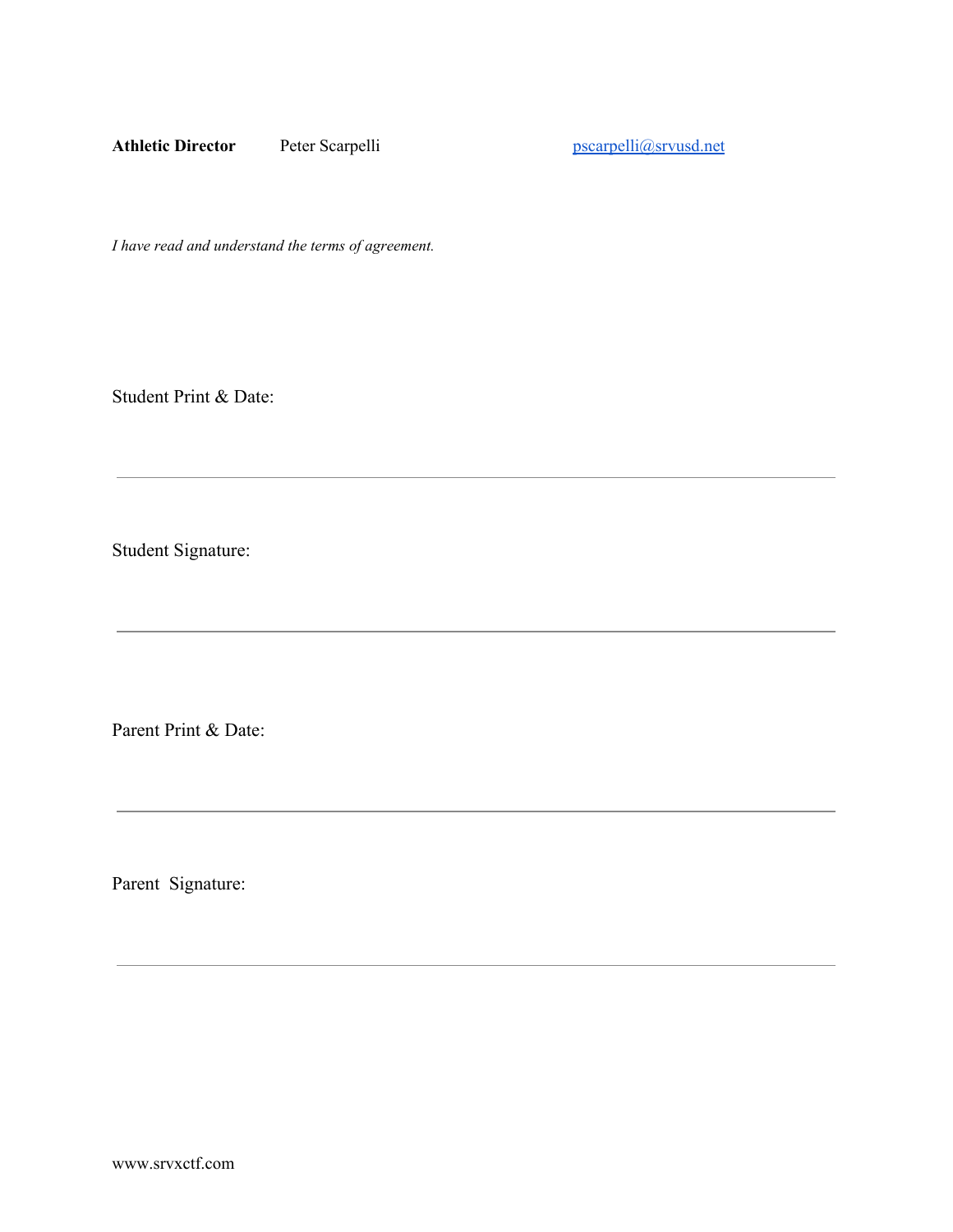**Athletic Director** Peter Scarpelli pscarpelli@srvusd.net

*I have read and understand the terms of agreement.*

Student Print & Date:

---

Student Signature:

---

Parent Print & Date:

---

Parent Signature:

---

www.srvxctf.com